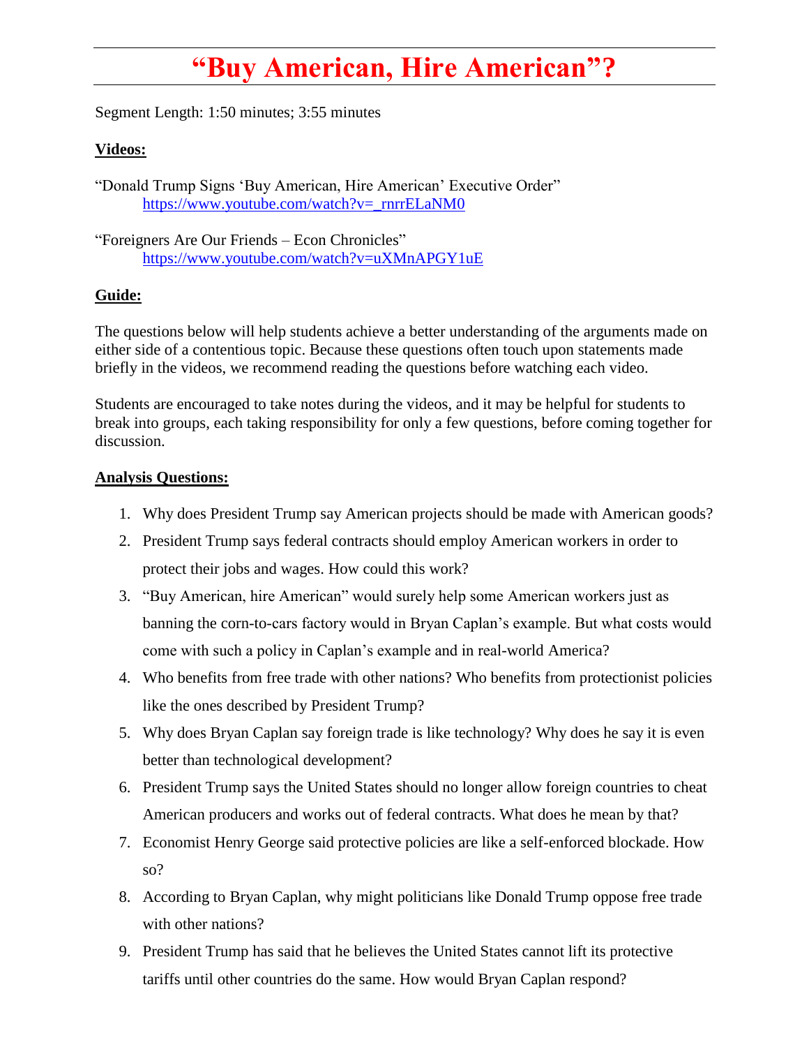# “Buy American, Hire American”?

Segment Length: 1:50 minutes; 3:55 minutes

**Videos:**

“Donald Trump Signs ‘Buy American, Hire American’ Executive Order”
https://www.youtube.com/watch?v=_rnrrELaNM0

“Foreigners Are Our Friends – Econ Chronicles”
https://www.youtube.com/watch?v=uXMnAPGY1uE

**Guide:**

The questions below will help students achieve a better understanding of the arguments made on either side of a contentious topic. Because these questions often touch upon statements made briefly in the videos, we recommend reading the questions before watching each video.

Students are encouraged to take notes during the videos, and it may be helpful for students to break into groups, each taking responsibility for only a few questions, before coming together for discussion.

**Analysis Questions:**

1. Why does President Trump say American projects should be made with American goods?
2. President Trump says federal contracts should employ American workers in order to protect their jobs and wages. How could this work?
3. “Buy American, hire American” would surely help some American workers just as banning the corn-to-cars factory would in Bryan Caplan’s example. But what costs would come with such a policy in Caplan’s example and in real-world America?
4. Who benefits from free trade with other nations? Who benefits from protectionist policies like the ones described by President Trump?
5. Why does Bryan Caplan say foreign trade is like technology? Why does he say it is even better than technological development?
6. President Trump says the United States should no longer allow foreign countries to cheat American producers and works out of federal contracts. What does he mean by that?
7. Economist Henry George said protective policies are like a self-enforced blockade. How so?
8. According to Bryan Caplan, why might politicians like Donald Trump oppose free trade with other nations?
9. President Trump has said that he believes the United States cannot lift its protective tariffs until other countries do the same. How would Bryan Caplan respond?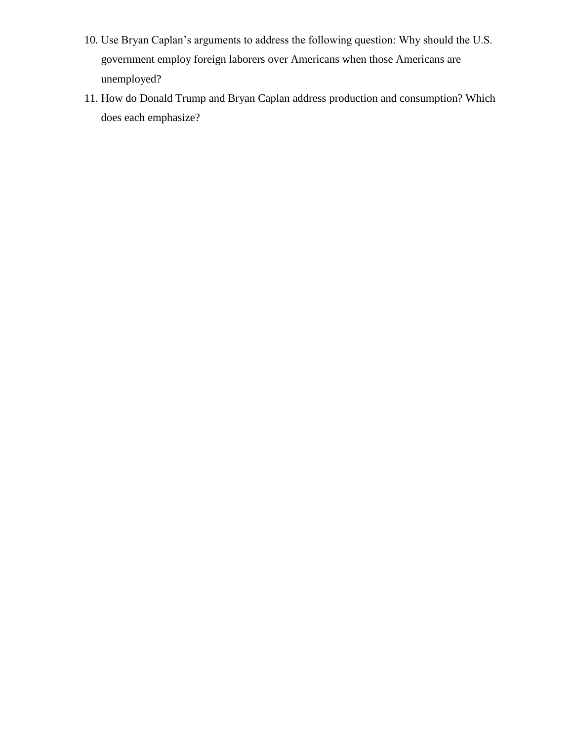10. Use Bryan Caplan's arguments to address the following question: Why should the U.S. government employ foreign laborers over Americans when those Americans are unemployed?
11. How do Donald Trump and Bryan Caplan address production and consumption? Which does each emphasize?